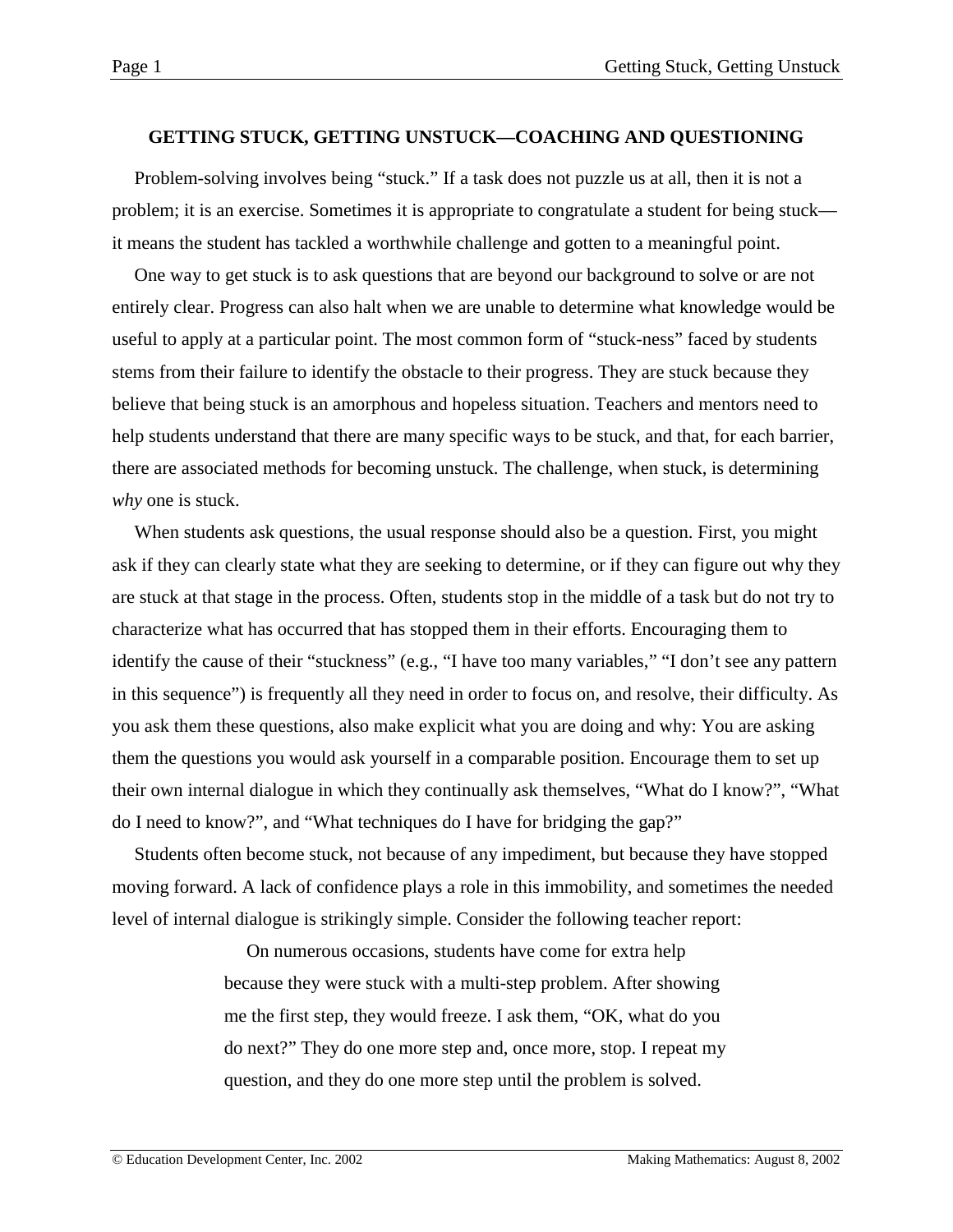# GETTING STUCK, GETTING UNSTUCK—COACHING AND QUESTIONING

Problem-solving involves being "stuck." If a task does not puzzle us at all, then it is not a problem; it is an exercise. Sometimes it is appropriate to congratulate a student for being stuck—it means the student has tackled a worthwhile challenge and gotten to a meaningful point.

One way to get stuck is to ask questions that are beyond our background to solve or are not entirely clear. Progress can also halt when we are unable to determine what knowledge would be useful to apply at a particular point. The most common form of "stuck-ness" faced by students stems from their failure to identify the obstacle to their progress. They are stuck because they believe that being stuck is an amorphous and hopeless situation. Teachers and mentors need to help students understand that there are many specific ways to be stuck, and that, for each barrier, there are associated methods for becoming unstuck. The challenge, when stuck, is determining *why* one is stuck.

When students ask questions, the usual response should also be a question. First, you might ask if they can clearly state what they are seeking to determine, or if they can figure out why they are stuck at that stage in the process. Often, students stop in the middle of a task but do not try to characterize what has occurred that has stopped them in their efforts. Encouraging them to identify the cause of their "stuckness" (e.g., "I have too many variables," "I don't see any pattern in this sequence") is frequently all they need in order to focus on, and resolve, their difficulty. As you ask them these questions, also make explicit what you are doing and why: You are asking them the questions you would ask yourself in a comparable position. Encourage them to set up their own internal dialogue in which they continually ask themselves, "What do I know?", "What do I need to know?", and "What techniques do I have for bridging the gap?"

Students often become stuck, not because of any impediment, but because they have stopped moving forward. A lack of confidence plays a role in this immobility, and sometimes the needed level of internal dialogue is strikingly simple. Consider the following teacher report:

> On numerous occasions, students have come for extra help because they were stuck with a multi-step problem. After showing me the first step, they would freeze. I ask them, "OK, what do you do next?" They do one more step and, once more, stop. I repeat my question, and they do one more step until the problem is solved.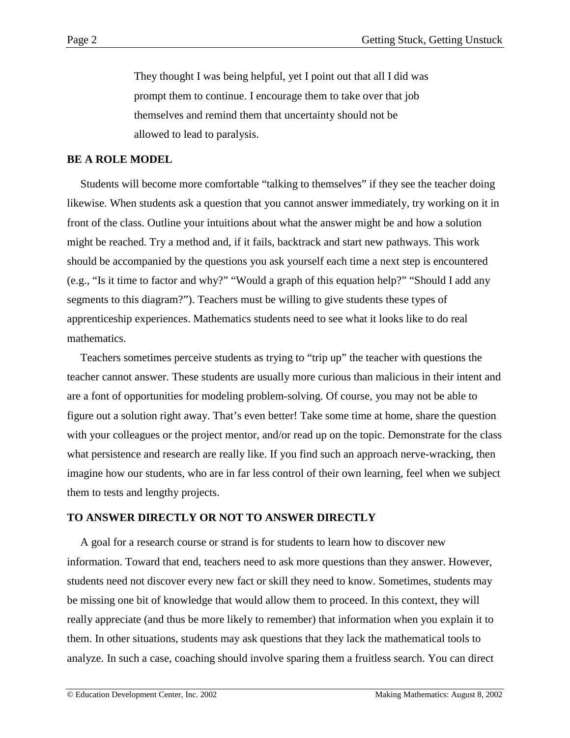> They thought I was being helpful, yet I point out that all I did was prompt them to continue. I encourage them to take over that job themselves and remind them that uncertainty should not be allowed to lead to paralysis.

## BE A ROLE MODEL

Students will become more comfortable "talking to themselves" if they see the teacher doing likewise. When students ask a question that you cannot answer immediately, try working on it in front of the class. Outline your intuitions about what the answer might be and how a solution might be reached. Try a method and, if it fails, backtrack and start new pathways. This work should be accompanied by the questions you ask yourself each time a next step is encountered (e.g., "Is it time to factor and why?" "Would a graph of this equation help?" "Should I add any segments to this diagram?"). Teachers must be willing to give students these types of apprenticeship experiences. Mathematics students need to see what it looks like to do real mathematics.

Teachers sometimes perceive students as trying to "trip up" the teacher with questions the teacher cannot answer. These students are usually more curious than malicious in their intent and are a font of opportunities for modeling problem-solving. Of course, you may not be able to figure out a solution right away. That's even better! Take some time at home, share the question with your colleagues or the project mentor, and/or read up on the topic. Demonstrate for the class what persistence and research are really like. If you find such an approach nerve-wracking, then imagine how our students, who are in far less control of their own learning, feel when we subject them to tests and lengthy projects.

## TO ANSWER DIRECTLY OR NOT TO ANSWER DIRECTLY

A goal for a research course or strand is for students to learn how to discover new information. Toward that end, teachers need to ask more questions than they answer. However, students need not discover every new fact or skill they need to know. Sometimes, students may be missing one bit of knowledge that would allow them to proceed. In this context, they will really appreciate (and thus be more likely to remember) that information when you explain it to them. In other situations, students may ask questions that they lack the mathematical tools to analyze. In such a case, coaching should involve sparing them a fruitless search. You can direct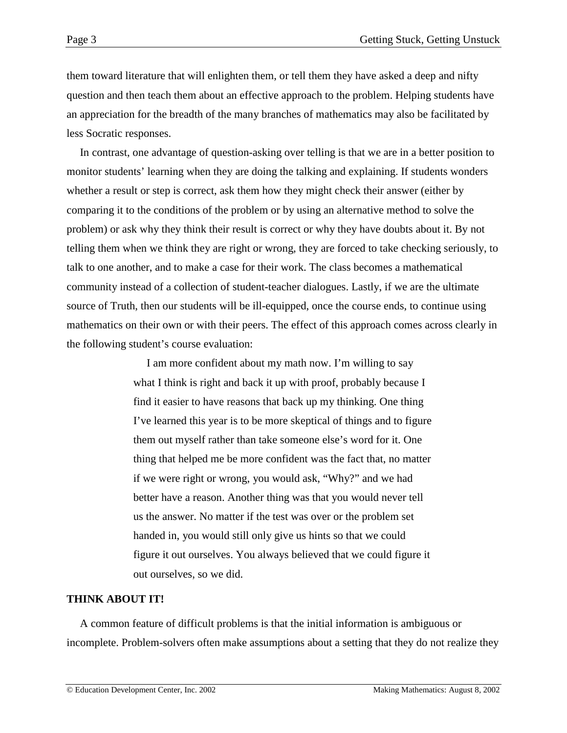them toward literature that will enlighten them, or tell them they have asked a deep and nifty question and then teach them about an effective approach to the problem. Helping students have an appreciation for the breadth of the many branches of mathematics may also be facilitated by less Socratic responses.

In contrast, one advantage of question-asking over telling is that we are in a better position to monitor students' learning when they are doing the talking and explaining. If students wonders whether a result or step is correct, ask them how they might check their answer (either by comparing it to the conditions of the problem or by using an alternative method to solve the problem) or ask why they think their result is correct or why they have doubts about it. By not telling them when we think they are right or wrong, they are forced to take checking seriously, to talk to one another, and to make a case for their work. The class becomes a mathematical community instead of a collection of student-teacher dialogues. Lastly, if we are the ultimate source of Truth, then our students will be ill-equipped, once the course ends, to continue using mathematics on their own or with their peers. The effect of this approach comes across clearly in the following student's course evaluation:

> I am more confident about my math now. I'm willing to say what I think is right and back it up with proof, probably because I find it easier to have reasons that back up my thinking. One thing I've learned this year is to be more skeptical of things and to figure them out myself rather than take someone else's word for it. One thing that helped me be more confident was the fact that, no matter if we were right or wrong, you would ask, "Why?" and we had better have a reason. Another thing was that you would never tell us the answer. No matter if the test was over or the problem set handed in, you would still only give us hints so that we could figure it out ourselves. You always believed that we could figure it out ourselves, so we did.

**THINK ABOUT IT!**

A common feature of difficult problems is that the initial information is ambiguous or incomplete. Problem-solvers often make assumptions about a setting that they do not realize they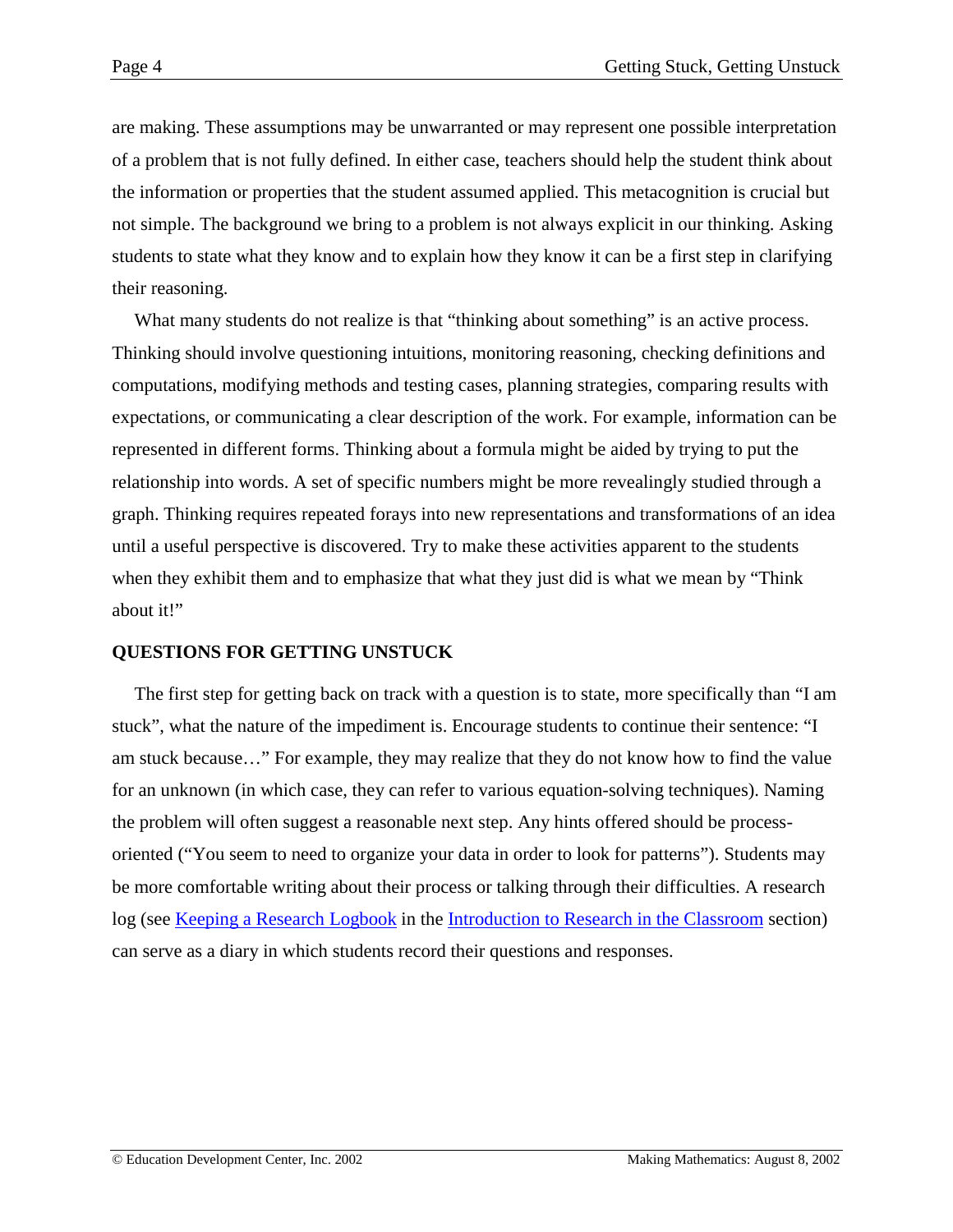are making. These assumptions may be unwarranted or may represent one possible interpretation of a problem that is not fully defined. In either case, teachers should help the student think about the information or properties that the student assumed applied. This metacognition is crucial but not simple. The background we bring to a problem is not always explicit in our thinking. Asking students to state what they know and to explain how they know it can be a first step in clarifying their reasoning.

What many students do not realize is that "thinking about something" is an active process. Thinking should involve questioning intuitions, monitoring reasoning, checking definitions and computations, modifying methods and testing cases, planning strategies, comparing results with expectations, or communicating a clear description of the work. For example, information can be represented in different forms. Thinking about a formula might be aided by trying to put the relationship into words. A set of specific numbers might be more revealingly studied through a graph. Thinking requires repeated forays into new representations and transformations of an idea until a useful perspective is discovered. Try to make these activities apparent to the students when they exhibit them and to emphasize that what they just did is what we mean by "Think about it!"

## QUESTIONS FOR GETTING UNSTUCK

The first step for getting back on track with a question is to state, more specifically than "I am stuck", what the nature of the impediment is. Encourage students to continue their sentence: "I am stuck because…" For example, they may realize that they do not know how to find the value for an unknown (in which case, they can refer to various equation-solving techniques). Naming the problem will often suggest a reasonable next step. Any hints offered should be process-oriented ("You seem to need to organize your data in order to look for patterns"). Students may be more comfortable writing about their process or talking through their difficulties. A research log (see Keeping a Research Logbook in the Introduction to Research in the Classroom section) can serve as a diary in which students record their questions and responses.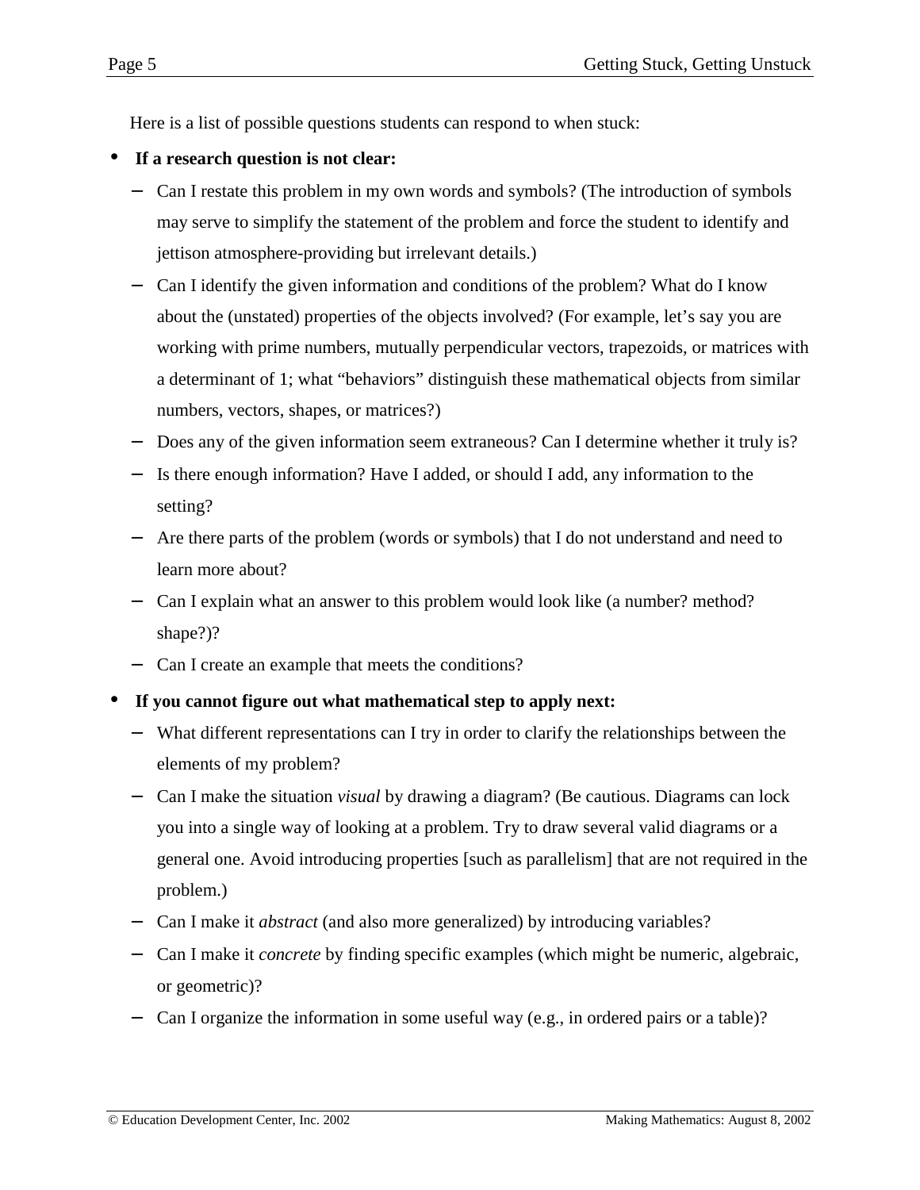Here is a list of possible questions students can respond to when stuck:

- **If a research question is not clear:**
  - Can I restate this problem in my own words and symbols? (The introduction of symbols may serve to simplify the statement of the problem and force the student to identify and jettison atmosphere-providing but irrelevant details.)
  - Can I identify the given information and conditions of the problem? What do I know about the (unstated) properties of the objects involved? (For example, let's say you are working with prime numbers, mutually perpendicular vectors, trapezoids, or matrices with a determinant of 1; what "behaviors" distinguish these mathematical objects from similar numbers, vectors, shapes, or matrices?)
  - Does any of the given information seem extraneous? Can I determine whether it truly is?
  - Is there enough information? Have I added, or should I add, any information to the setting?
  - Are there parts of the problem (words or symbols) that I do not understand and need to learn more about?
  - Can I explain what an answer to this problem would look like (a number? method? shape?)?
  - Can I create an example that meets the conditions?
- **If you cannot figure out what mathematical step to apply next:**
  - What different representations can I try in order to clarify the relationships between the elements of my problem?
  - Can I make the situation *visual* by drawing a diagram? (Be cautious. Diagrams can lock you into a single way of looking at a problem. Try to draw several valid diagrams or a general one. Avoid introducing properties [such as parallelism] that are not required in the problem.)
  - Can I make it *abstract* (and also more generalized) by introducing variables?
  - Can I make it *concrete* by finding specific examples (which might be numeric, algebraic, or geometric)?
  - Can I organize the information in some useful way (e.g., in ordered pairs or a table)?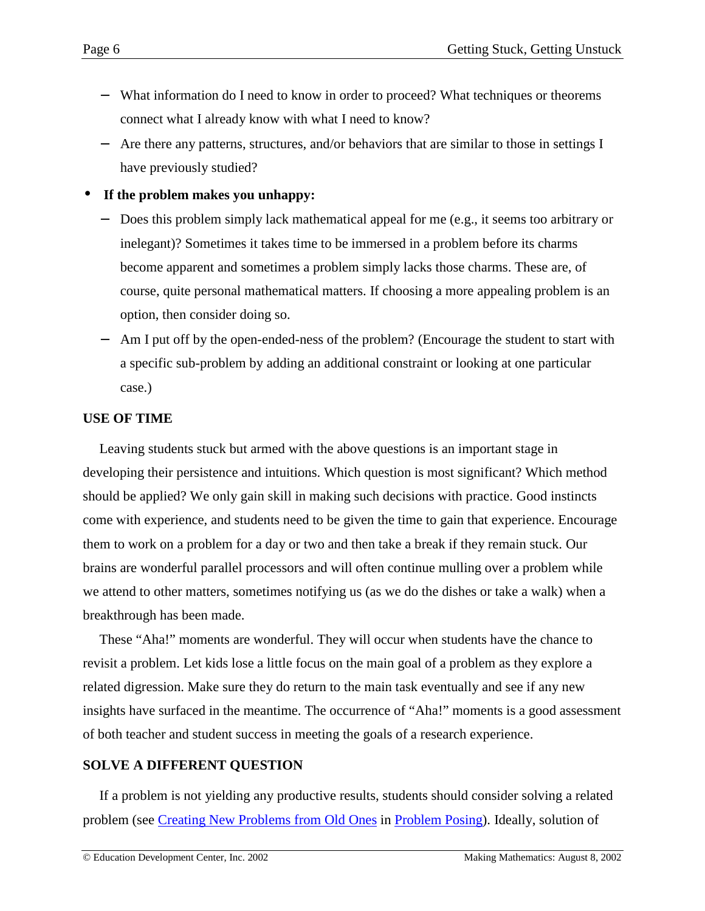- What information do I need to know in order to proceed? What techniques or theorems connect what I already know with what I need to know?
  - Are there any patterns, structures, and/or behaviors that are similar to those in settings I have previously studied?

- **If the problem makes you unhappy:**
  - Does this problem simply lack mathematical appeal for me (e.g., it seems too arbitrary or inelegant)? Sometimes it takes time to be immersed in a problem before its charms become apparent and sometimes a problem simply lacks those charms. These are, of course, quite personal mathematical matters. If choosing a more appealing problem is an option, then consider doing so.
  - Am I put off by the open-ended-ness of the problem? (Encourage the student to start with a specific sub-problem by adding an additional constraint or looking at one particular case.)

## USE OF TIME

Leaving students stuck but armed with the above questions is an important stage in developing their persistence and intuitions. Which question is most significant? Which method should be applied? We only gain skill in making such decisions with practice. Good instincts come with experience, and students need to be given the time to gain that experience. Encourage them to work on a problem for a day or two and then take a break if they remain stuck. Our brains are wonderful parallel processors and will often continue mulling over a problem while we attend to other matters, sometimes notifying us (as we do the dishes or take a walk) when a breakthrough has been made.

These "Aha!" moments are wonderful. They will occur when students have the chance to revisit a problem. Let kids lose a little focus on the main goal of a problem as they explore a related digression. Make sure they do return to the main task eventually and see if any new insights have surfaced in the meantime. The occurrence of "Aha!" moments is a good assessment of both teacher and student success in meeting the goals of a research experience.

## SOLVE A DIFFERENT QUESTION

If a problem is not yielding any productive results, students should consider solving a related problem (see Creating New Problems from Old Ones in Problem Posing). Ideally, solution of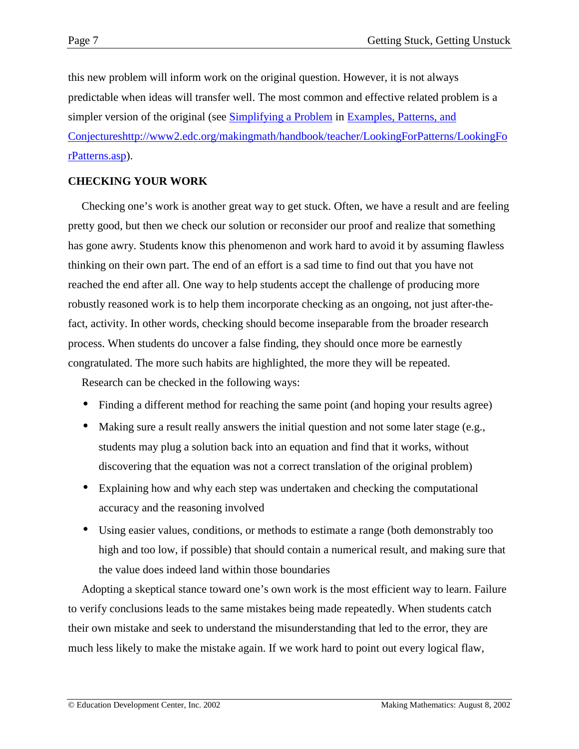this new problem will inform work on the original question. However, it is not always predictable when ideas will transfer well. The most common and effective related problem is a simpler version of the original (see [Simplifying a Problem] in [Examples, Patterns, and Conjectureshttp://www2.edc.org/makingmath/handbook/teacher/LookingForPatterns/LookingForPatterns.asp]).

**CHECKING YOUR WORK**

Checking one's work is another great way to get stuck. Often, we have a result and are feeling pretty good, but then we check our solution or reconsider our proof and realize that something has gone awry. Students know this phenomenon and work hard to avoid it by assuming flawless thinking on their own part. The end of an effort is a sad time to find out that you have not reached the end after all. One way to help students accept the challenge of producing more robustly reasoned work is to help them incorporate checking as an ongoing, not just after-the-fact, activity. In other words, checking should become inseparable from the broader research process. When students do uncover a false finding, they should once more be earnestly congratulated. The more such habits are highlighted, the more they will be repeated.

Research can be checked in the following ways:

- Finding a different method for reaching the same point (and hoping your results agree)
- Making sure a result really answers the initial question and not some later stage (e.g., students may plug a solution back into an equation and find that it works, without discovering that the equation was not a correct translation of the original problem)
- Explaining how and why each step was undertaken and checking the computational accuracy and the reasoning involved
- Using easier values, conditions, or methods to estimate a range (both demonstrably too high and too low, if possible) that should contain a numerical result, and making sure that the value does indeed land within those boundaries

Adopting a skeptical stance toward one's own work is the most efficient way to learn. Failure to verify conclusions leads to the same mistakes being made repeatedly. When students catch their own mistake and seek to understand the misunderstanding that led to the error, they are much less likely to make the mistake again. If we work hard to point out every logical flaw,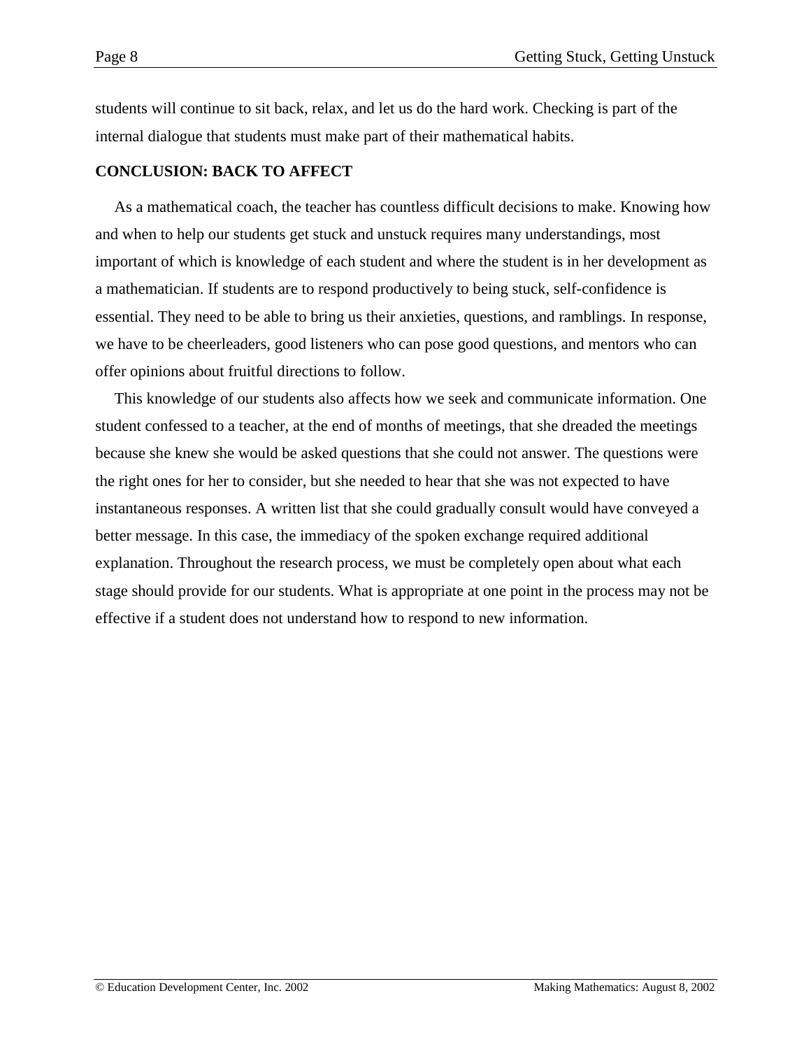students will continue to sit back, relax, and let us do the hard work. Checking is part of the internal dialogue that students must make part of their mathematical habits.

## CONCLUSION: BACK TO AFFECT

As a mathematical coach, the teacher has countless difficult decisions to make. Knowing how and when to help our students get stuck and unstuck requires many understandings, most important of which is knowledge of each student and where the student is in her development as a mathematician. If students are to respond productively to being stuck, self-confidence is essential. They need to be able to bring us their anxieties, questions, and ramblings. In response, we have to be cheerleaders, good listeners who can pose good questions, and mentors who can offer opinions about fruitful directions to follow.

This knowledge of our students also affects how we seek and communicate information. One student confessed to a teacher, at the end of months of meetings, that she dreaded the meetings because she knew she would be asked questions that she could not answer. The questions were the right ones for her to consider, but she needed to hear that she was not expected to have instantaneous responses. A written list that she could gradually consult would have conveyed a better message. In this case, the immediacy of the spoken exchange required additional explanation. Throughout the research process, we must be completely open about what each stage should provide for our students. What is appropriate at one point in the process may not be effective if a student does not understand how to respond to new information.